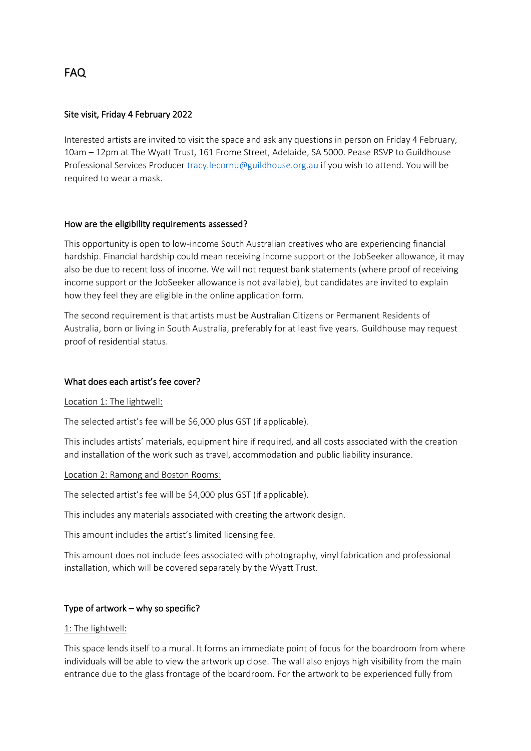# FAQ

## Site visit, Friday 4 February 2022

Interested artists are invited to visit the space and ask any questions in person on Friday 4 February, 10am – 12pm at The Wyatt Trust, 161 Frome Street, Adelaide, SA 5000. Pease RSVP to Guildhouse Professional Services Producer [tracy.lecornu@guildhouse.org.au](mailto:tracy.lecornu@guildhouse.org.au) if you wish to attend. You will be required to wear a mask.

## How are the eligibility requirements assessed?

This opportunity is open to low-income South Australian creatives who are experiencing financial hardship. Financial hardship could mean receiving income support or the JobSeeker allowance, it may also be due to recent loss of income. We will not request bank statements (where proof of receiving income support or the JobSeeker allowance is not available), but candidates are invited to explain how they feel they are eligible in the online application form.

The second requirement is that artists must be Australian Citizens or Permanent Residents of Australia, born or living in South Australia, preferably for at least five years. Guildhouse may request proof of residential status.

## What does each artist's fee cover?

<u>Location 1: The lightwell:</u>

The selected artist's fee will be $6,000 plus GST (if applicable).

This includes artists' materials, equipment hire if required, and all costs associated with the creation and installation of the work such as travel, accommodation and public liability insurance.

<u>Location 2: Ramong and Boston Rooms:</u>

The selected artist's fee will be $4,000 plus GST (if applicable).

This includes any materials associated with creating the artwork design.

This amount includes the artist's limited licensing fee.

This amount does not include fees associated with photography, vinyl fabrication and professional installation, which will be covered separately by the Wyatt Trust.

## Type of artwork – why so specific?

<u>1: The lightwell:</u>

This space lends itself to a mural. It forms an immediate point of focus for the boardroom from where individuals will be able to view the artwork up close. The wall also enjoys high visibility from the main entrance due to the glass frontage of the boardroom. For the artwork to be experienced fully from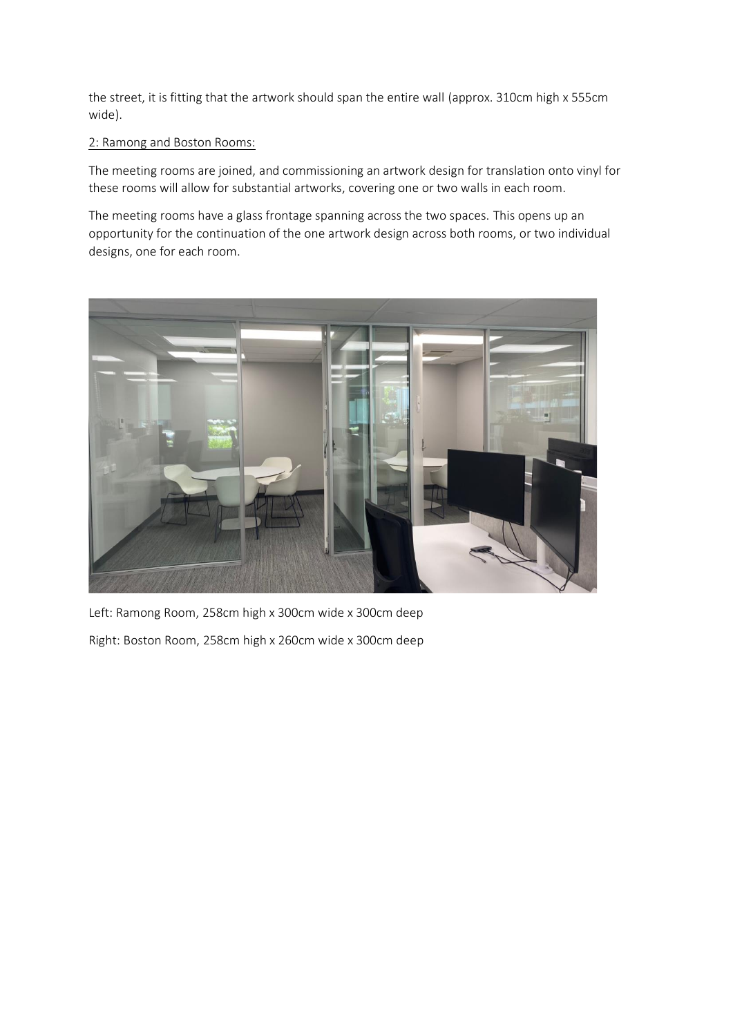the street, it is fitting that the artwork should span the entire wall (approx. 310cm high x 555cm wide).

2: Ramong and Boston Rooms:

The meeting rooms are joined, and commissioning an artwork design for translation onto vinyl for these rooms will allow for substantial artworks, covering one or two walls in each room.

The meeting rooms have a glass frontage spanning across the two spaces. This opens up an opportunity for the continuation of the one artwork design across both rooms, or two individual designs, one for each room.

Left: Ramong Room, 258cm high x 300cm wide x 300cm deep

Right: Boston Room, 258cm high x 260cm wide x 300cm deep